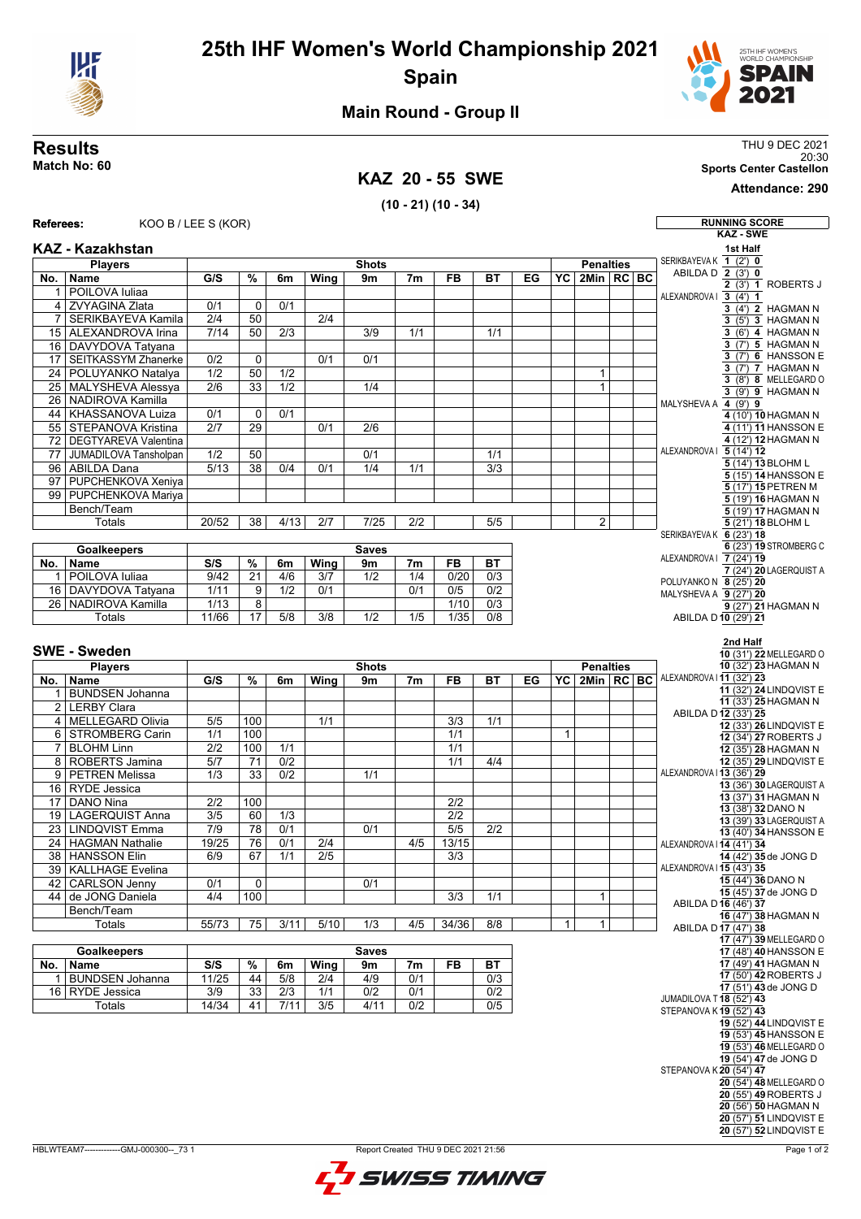# 25th IHF Women's World Championship 2021

## Spain

### Main Round - Group II

**Results**

**Match No: 60**

THU 9 DEC 2021
20:30
**Sports Center Castellon**
**Attendance: 290**

## KAZ 20 - 55 SWE

**(10 - 21) (10 - 34)**

**Referees:** KOO B / LEE S (KOR)

### KAZ - Kazakhstan

| No. | Name | G/S | % | 6m | Wing | 9m | 7m | FB | BT | EG | YC | 2Min | RC | BC |
|---|---|---|---|---|---|---|---|---|---|---|---|---|---|---|
| 1 | POILOVA Iuliaa | | | | | | | | | | | | | |
| 4 | ZVYAGINA Zlata | 0/1 | 0 | 0/1 | | | | | | | | | | |
| 7 | SERIKBAYEVA Kamila | 2/4 | 50 | | 2/4 | | | | | | | | | |
| 15 | ALEXANDROVA Irina | 7/14 | 50 | 2/3 | | 3/9 | 1/1 | | 1/1 | | | | | |
| 16 | DAVYDOVA Tatyana | | | | | | | | | | | | | |
| 17 | SEITKASSYM Zhanerke | 0/2 | 0 | | 0/1 | 0/1 | | | | | | | | |
| 24 | POLUYANKO Natalya | 1/2 | 50 | 1/2 | | | | | | | | 1 | | |
| 25 | MALYSHEVA Alessya | 2/6 | 33 | 1/2 | | 1/4 | | | | | | 1 | | |
| 26 | NADIROVA Kamilla | | | | | | | | | | | | | |
| 44 | KHASSANOVA Luiza | 0/1 | 0 | 0/1 | | | | | | | | | | |
| 55 | STEPANOVA Kristina | 2/7 | 29 | | 0/1 | 2/6 | | | | | | | | |
| 72 | DEGTYAREVA Valentina | | | | | | | | | | | | | |
| 77 | JUMADILOVA Tansholpan | 1/2 | 50 | | | 0/1 | | | 1/1 | | | | | |
| 96 | ABILDA Dana | 5/13 | 38 | 0/4 | 0/1 | 1/4 | 1/1 | | 3/3 | | | | | |
| 97 | PUPCHENKOVA Xeniya | | | | | | | | | | | | | |
| 99 | PUPCHENKOVA Mariya | | | | | | | | | | | | | |
| | Bench/Team | | | | | | | | | | | | | |
| | Totals | 20/52 | 38 | 4/13 | 2/7 | 7/25 | 2/2 | | 5/5 | | | 2 | | |

| No. | Goalkeepers | S/S | % | 6m | Wing | 9m | 7m | FB | BT |
|---|---|---|---|---|---|---|---|---|---|
| 1 | POILOVA Iuliaa | 9/42 | 21 | 4/6 | 3/7 | 1/2 | 1/4 | 0/20 | 0/3 |
| 16 | DAVYDOVA Tatyana | 1/11 | 9 | 1/2 | 0/1 | | 0/1 | 0/5 | 0/2 |
| 26 | NADIROVA Kamilla | 1/13 | 8 | | | | | 1/10 | 0/3 |
| | Totals | 11/66 | 17 | 5/8 | 3/8 | 1/2 | 1/5 | 1/35 | 0/8 |

### SWE - Sweden

| No. | Name | G/S | % | 6m | Wing | 9m | 7m | FB | BT | EG | YC | 2Min | RC | BC |
|---|---|---|---|---|---|---|---|---|---|---|---|---|---|---|
| 1 | BUNDSEN Johanna | | | | | | | | | | | | | |
| 2 | LERBY Clara | | | | | | | | | | | | | |
| 4 | MELLEGARD Olivia | 5/5 | 100 | | 1/1 | | | 3/3 | 1/1 | | | | | |
| 6 | STROMBERG Carin | 1/1 | 100 | | | | | 1/1 | | | 1 | | | |
| 7 | BLOHM Linn | 2/2 | 100 | 1/1 | | | | 1/1 | | | | | | |
| 8 | ROBERTS Jamina | 5/7 | 71 | 0/2 | | | | 1/1 | 4/4 | | | | | |
| 9 | PETREN Melissa | 1/3 | 33 | 0/2 | | 1/1 | | | | | | | | |
| 16 | RYDE Jessica | | | | | | | | | | | | | |
| 17 | DANO Nina | 2/2 | 100 | | | | | 2/2 | | | | | | |
| 19 | LAGERQUIST Anna | 3/5 | 60 | 1/3 | | | | 2/2 | | | | | | |
| 23 | LINDQVIST Emma | 7/9 | 78 | 0/1 | | 0/1 | | 5/5 | 2/2 | | | | | |
| 24 | HAGMAN Nathalie | 19/25 | 76 | 0/1 | 2/4 | | 4/5 | 13/15 | | | | | | |
| 38 | HANSSON Elin | 6/9 | 67 | 1/1 | 2/5 | | | 3/3 | | | | | | |
| 39 | KALLHAGE Evelina | | | | | | | | | | | | | |
| 42 | CARLSON Jenny | 0/1 | 0 | | | 0/1 | | | | | | | | |
| 44 | de JONG Daniela | 4/4 | 100 | | | | | 3/3 | 1/1 | | | 1 | | |
| | Bench/Team | | | | | | | | | | | | | |
| | Totals | 55/73 | 75 | 3/11 | 5/10 | 1/3 | 4/5 | 34/36 | 8/8 | | 1 | 1 | | |

| No. | Goalkeepers | S/S | % | 6m | Wing | 9m | 7m | FB | BT |
|---|---|---|---|---|---|---|---|---|---|
| 1 | BUNDSEN Johanna | 11/25 | 44 | 5/8 | 2/4 | 4/9 | 0/1 | | 0/3 |
| 16 | RYDE Jessica | 3/9 | 33 | 2/3 | 1/1 | 0/2 | 0/1 | | 0/2 |
| | Totals | 14/34 | 41 | 7/11 | 3/5 | 4/11 | 0/2 | | 0/5 |

### RUNNING SCORE (KAZ - SWE)

**1st Half**

| KAZ | Score (Time) | SWE |
|---|---|---|
| SERIKBAYEVA K | 1 (2') 0 | |
| ABILDA D | 2 (3') 0 | |
| | 2 (3') 1 | ROBERTS J |
| ALEXANDROVA I | 3 (4') 1 | |
| | 3 (4') 2 | HAGMAN N |
| | 3 (5') 3 | HAGMAN N |
| | 3 (6') 4 | HAGMAN N |
| | 3 (7') 5 | HAGMAN N |
| | 3 (7') 6 | HANSSON E |
| | 3 (7') 7 | HAGMAN N |
| | 3 (8') 8 | MELLEGARD O |
| | 3 (9') 9 | HAGMAN N |
| MALYSHEVA A | 4 (9') 9 | |
| | 4 (10') 10 | HAGMAN N |
| | 4 (11') 11 | HANSSON E |
| | 4 (12') 12 | HAGMAN N |
| ALEXANDROVA I | 5 (14') 12 | |
| | 5 (14') 13 | BLOHM L |
| | 5 (15') 14 | HANSSON E |
| | 5 (17') 15 | PETREN M |
| | 5 (19') 16 | HAGMAN N |
| | 5 (19') 17 | HAGMAN N |
| | 5 (21') 18 | BLOHM L |
| SERIKBAYEVA K | 6 (23') 18 | |
| | 6 (23') 19 | STROMBERG C |
| ALEXANDROVA I | 7 (24') 19 | |
| | 7 (24') 20 | LAGERQUIST A |
| POLUYANKO N | 8 (25') 20 | |
| MALYSHEVA A | 9 (27') 20 | |
| | 9 (27') 21 | HAGMAN N |
| ABILDA D | 10 (29') 21 | |

**2nd Half**

| KAZ | Score (Time) | SWE |
|---|---|---|
| | 10 (31') 22 | MELLEGARD O |
| | 10 (32') 23 | HAGMAN N |
| ALEXANDROVA I | 11 (32') 23 | |
| | 11 (32') 24 | LINDQVIST E |
| | 11 (33') 25 | HAGMAN N |
| ABILDA D | 12 (33') 25 | |
| | 12 (33') 26 | LINDQVIST E |
| | 12 (34') 27 | ROBERTS J |
| | 12 (35') 28 | HAGMAN N |
| | 12 (35') 29 | LINDQVIST E |
| ALEXANDROVA I | 13 (36') 29 | |
| | 13 (36') 30 | LAGERQUIST A |
| | 13 (37') 31 | HAGMAN N |
| | 13 (38') 32 | DANO N |
| | 13 (39') 33 | LAGERQUIST A |
| | 13 (40') 34 | HANSSON E |
| ALEXANDROVA I | 14 (41') 34 | |
| | 14 (42') 35 | de JONG D |
| ALEXANDROVA I | 15 (43') 35 | |
| | 15 (44') 36 | DANO N |
| | 15 (45') 37 | de JONG D |
| ABILDA D | 16 (46') 37 | |
| | 16 (47') 38 | HAGMAN N |
| ABILDA D | 17 (47') 38 | |
| | 17 (47') 39 | MELLEGARD O |
| | 17 (48') 40 | HANSSON E |
| | 17 (49') 41 | HAGMAN N |
| | 17 (50') 42 | ROBERTS J |
| | 17 (51') 43 | de JONG D |
| JUMADILOVA T | 18 (52') 43 | |
| STEPANOVA K | 19 (52') 43 | |
| | 19 (52') 44 | LINDQVIST E |
| | 19 (53') 45 | HANSSON E |
| | 19 (53') 46 | MELLEGARD O |
| | 19 (54') 47 | de JONG D |
| STEPANOVA K | 20 (54') 47 | |
| | 20 (54') 48 | MELLEGARD O |
| | 20 (55') 49 | ROBERTS J |
| | 20 (56') 50 | HAGMAN N |
| | 20 (57') 51 | LINDQVIST E |
| | 20 (57') 52 | LINDQVIST E |

HBLWTEAM7-------------GMJ-000300--_73 1 Report Created THU 9 DEC 2021 21:56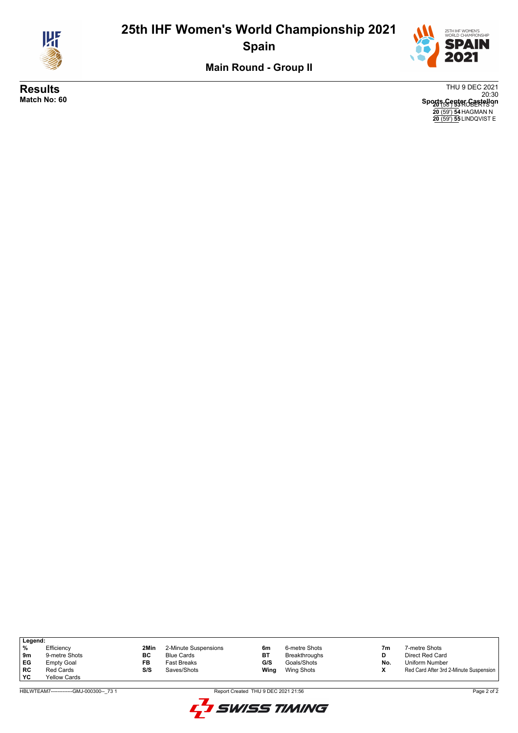# 25th IHF Women's World Championship 2021

## Spain

### Main Round - Group II

**Results**
**Match No: 60**

THU 9 DEC 2021
20:30
**Sports Center Castellon**

**20** (58') **53** ROBERTS J
**20** (59') **54** HAGMAN N
**20** (59') **55** LINDQVIST E

| Legend: | | | | | | | |
|---|---|---|---|---|---|---|---|
| % | Efficiency | 2Min | 2-Minute Suspensions | 6m | 6-metre Shots | 7m | 7-metre Shots |
| 9m | 9-metre Shots | BC | Blue Cards | BT | Breakthroughs | D | Direct Red Card |
| EG | Empty Goal | FB | Fast Breaks | G/S | Goals/Shots | No. | Uniform Number |
| RC | Red Cards | S/S | Saves/Shots | Wing | Wing Shots | X | Red Card After 3rd 2-Minute Suspension |
| YC | Yellow Cards | | | | | | |

HBLWTEAM7--------------GMJ-000300--_73 1 Report Created THU 9 DEC 2021 21:56